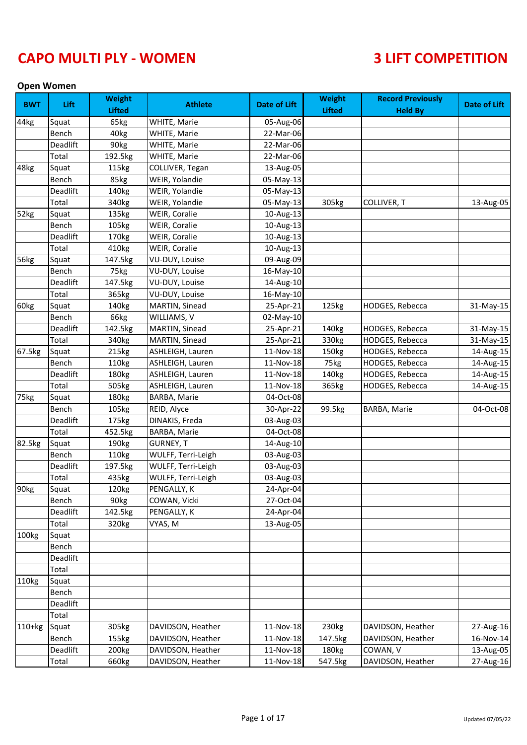# CAPO MULTI PLY - WOMEN

# 3 LIFT COMPETITION

### Open Women

| BWT | Lift | Weight Lifted | Athlete | Date of Lift | Weight Lifted | Record Previously Held By | Date of Lift |
|---|---|---|---|---|---|---|---|
| 44kg | Squat | 65kg | WHITE, Marie | 05-Aug-06 | | | |
| | Bench | 40kg | WHITE, Marie | 22-Mar-06 | | | |
| | Deadlift | 90kg | WHITE, Marie | 22-Mar-06 | | | |
| | Total | 192.5kg | WHITE, Marie | 22-Mar-06 | | | |
| 48kg | Squat | 115kg | COLLIVER, Tegan | 13-Aug-05 | | | |
| | Bench | 85kg | WEIR, Yolandie | 05-May-13 | | | |
| | Deadlift | 140kg | WEIR, Yolandie | 05-May-13 | | | |
| | Total | 340kg | WEIR, Yolandie | 05-May-13 | 305kg | COLLIVER, T | 13-Aug-05 |
| 52kg | Squat | 135kg | WEIR, Coralie | 10-Aug-13 | | | |
| | Bench | 105kg | WEIR, Coralie | 10-Aug-13 | | | |
| | Deadlift | 170kg | WEIR, Coralie | 10-Aug-13 | | | |
| | Total | 410kg | WEIR, Coralie | 10-Aug-13 | | | |
| 56kg | Squat | 147.5kg | VU-DUY, Louise | 09-Aug-09 | | | |
| | Bench | 75kg | VU-DUY, Louise | 16-May-10 | | | |
| | Deadlift | 147.5kg | VU-DUY, Louise | 14-Aug-10 | | | |
| | Total | 365kg | VU-DUY, Louise | 16-May-10 | | | |
| 60kg | Squat | 140kg | MARTIN, Sinead | 25-Apr-21 | 125kg | HODGES, Rebecca | 31-May-15 |
| | Bench | 66kg | WILLIAMS, V | 02-May-10 | | | |
| | Deadlift | 142.5kg | MARTIN, Sinead | 25-Apr-21 | 140kg | HODGES, Rebecca | 31-May-15 |
| | Total | 340kg | MARTIN, Sinead | 25-Apr-21 | 330kg | HODGES, Rebecca | 31-May-15 |
| 67.5kg | Squat | 215kg | ASHLEIGH, Lauren | 11-Nov-18 | 150kg | HODGES, Rebecca | 14-Aug-15 |
| | Bench | 110kg | ASHLEIGH, Lauren | 11-Nov-18 | 75kg | HODGES, Rebecca | 14-Aug-15 |
| | Deadlift | 180kg | ASHLEIGH, Lauren | 11-Nov-18 | 140kg | HODGES, Rebecca | 14-Aug-15 |
| | Total | 505kg | ASHLEIGH, Lauren | 11-Nov-18 | 365kg | HODGES, Rebecca | 14-Aug-15 |
| 75kg | Squat | 180kg | BARBA, Marie | 04-Oct-08 | | | |
| | Bench | 105kg | REID, Alyce | 30-Apr-22 | 99.5kg | BARBA, Marie | 04-Oct-08 |
| | Deadlift | 175kg | DINAKIS, Freda | 03-Aug-03 | | | |
| | Total | 452.5kg | BARBA, Marie | 04-Oct-08 | | | |
| 82.5kg | Squat | 190kg | GURNEY, T | 14-Aug-10 | | | |
| | Bench | 110kg | WULFF, Terri-Leigh | 03-Aug-03 | | | |
| | Deadlift | 197.5kg | WULFF, Terri-Leigh | 03-Aug-03 | | | |
| | Total | 435kg | WULFF, Terri-Leigh | 03-Aug-03 | | | |
| 90kg | Squat | 120kg | PENGALLY, K | 24-Apr-04 | | | |
| | Bench | 90kg | COWAN, Vicki | 27-Oct-04 | | | |
| | Deadlift | 142.5kg | PENGALLY, K | 24-Apr-04 | | | |
| | Total | 320kg | VYAS, M | 13-Aug-05 | | | |
| 100kg | Squat | | | | | | |
| | Bench | | | | | | |
| | Deadlift | | | | | | |
| | Total | | | | | | |
| 110kg | Squat | | | | | | |
| | Bench | | | | | | |
| | Deadlift | | | | | | |
| | Total | | | | | | |
| 110+kg | Squat | 305kg | DAVIDSON, Heather | 11-Nov-18 | 230kg | DAVIDSON, Heather | 27-Aug-16 |
| | Bench | 155kg | DAVIDSON, Heather | 11-Nov-18 | 147.5kg | DAVIDSON, Heather | 16-Nov-14 |
| | Deadlift | 200kg | DAVIDSON, Heather | 11-Nov-18 | 180kg | COWAN, V | 13-Aug-05 |
| | Total | 660kg | DAVIDSON, Heather | 11-Nov-18 | 547.5kg | DAVIDSON, Heather | 27-Aug-16 |

Updated 07/05/22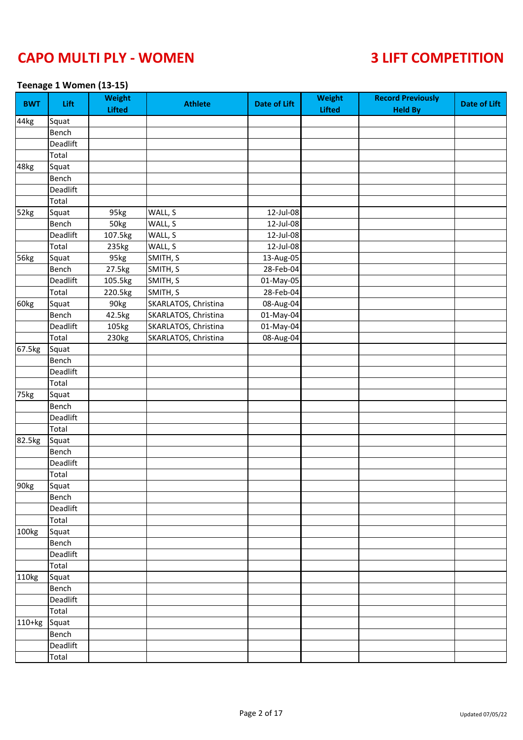# CAPO MULTI PLY - WOMEN

# 3 LIFT COMPETITION

### Teenage 1 Women (13-15)

| BWT | Lift | Weight Lifted | Athlete | Date of Lift | Weight Lifted | Record Previously Held By | Date of Lift |
|---|---|---|---|---|---|---|---|
| 44kg | Squat | | | | | | |
| | Bench | | | | | | |
| | Deadlift | | | | | | |
| | Total | | | | | | |
| 48kg | Squat | | | | | | |
| | Bench | | | | | | |
| | Deadlift | | | | | | |
| | Total | | | | | | |
| 52kg | Squat | 95kg | WALL, S | 12-Jul-08 | | | |
| | Bench | 50kg | WALL, S | 12-Jul-08 | | | |
| | Deadlift | 107.5kg | WALL, S | 12-Jul-08 | | | |
| | Total | 235kg | WALL, S | 12-Jul-08 | | | |
| 56kg | Squat | 95kg | SMITH, S | 13-Aug-05 | | | |
| | Bench | 27.5kg | SMITH, S | 28-Feb-04 | | | |
| | Deadlift | 105.5kg | SMITH, S | 01-May-05 | | | |
| | Total | 220.5kg | SMITH, S | 28-Feb-04 | | | |
| 60kg | Squat | 90kg | SKARLATOS, Christina | 08-Aug-04 | | | |
| | Bench | 42.5kg | SKARLATOS, Christina | 01-May-04 | | | |
| | Deadlift | 105kg | SKARLATOS, Christina | 01-May-04 | | | |
| | Total | 230kg | SKARLATOS, Christina | 08-Aug-04 | | | |
| 67.5kg | Squat | | | | | | |
| | Bench | | | | | | |
| | Deadlift | | | | | | |
| | Total | | | | | | |
| 75kg | Squat | | | | | | |
| | Bench | | | | | | |
| | Deadlift | | | | | | |
| | Total | | | | | | |
| 82.5kg | Squat | | | | | | |
| | Bench | | | | | | |
| | Deadlift | | | | | | |
| | Total | | | | | | |
| 90kg | Squat | | | | | | |
| | Bench | | | | | | |
| | Deadlift | | | | | | |
| | Total | | | | | | |
| 100kg | Squat | | | | | | |
| | Bench | | | | | | |
| | Deadlift | | | | | | |
| | Total | | | | | | |
| 110kg | Squat | | | | | | |
| | Bench | | | | | | |
| | Deadlift | | | | | | |
| | Total | | | | | | |
| 110+kg | Squat | | | | | | |
| | Bench | | | | | | |
| | Deadlift | | | | | | |
| | Total | | | | | | |

Updated 07/05/22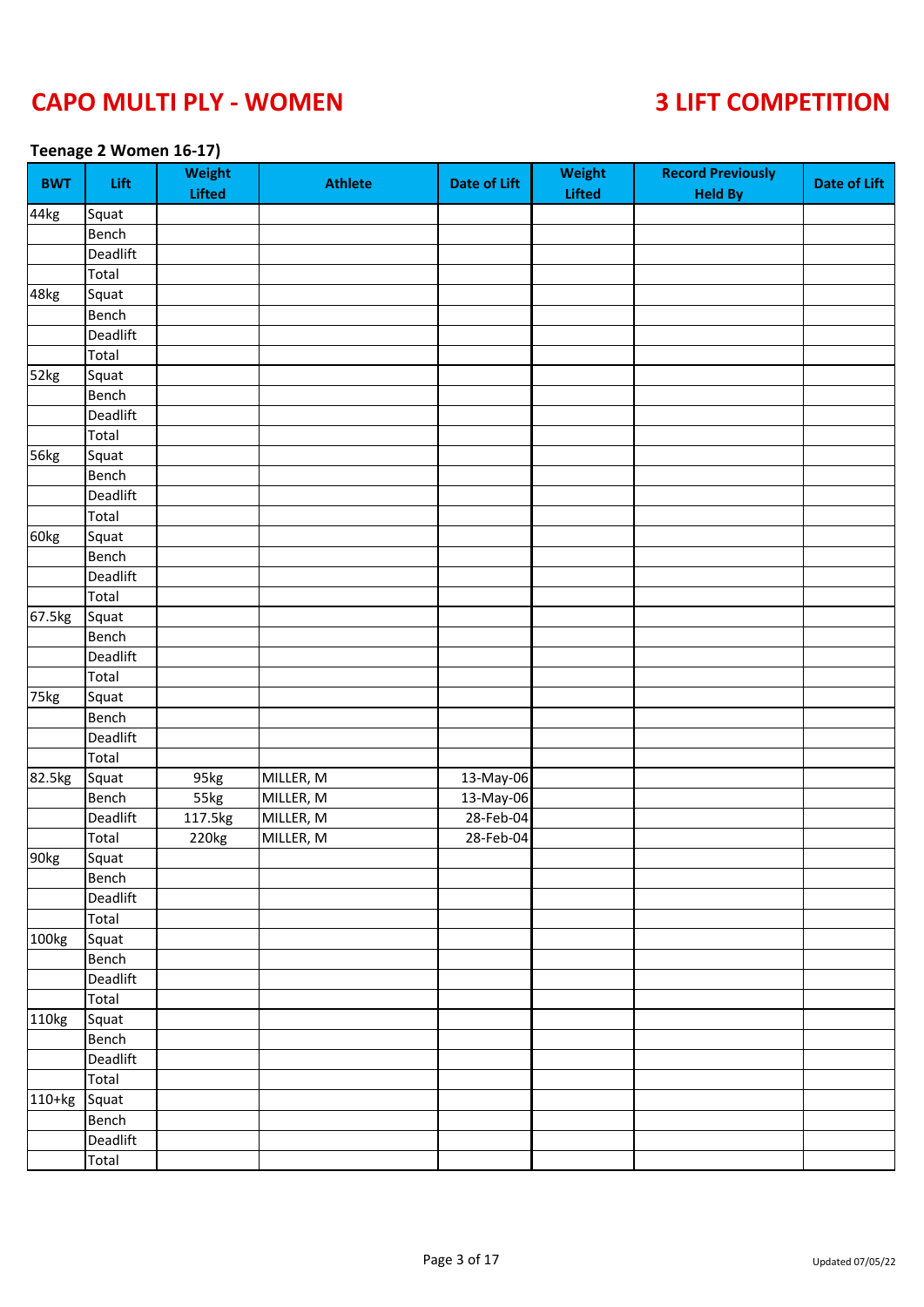# CAPO MULTI PLY - WOMEN

# 3 LIFT COMPETITION

### Teenage 2 Women 16-17)

| BWT | Lift | Weight Lifted | Athlete | Date of Lift | Weight Lifted | Record Previously Held By | Date of Lift |
|---|---|---|---|---|---|---|---|
| 44kg | Squat | | | | | | |
| | Bench | | | | | | |
| | Deadlift | | | | | | |
| | Total | | | | | | |
| 48kg | Squat | | | | | | |
| | Bench | | | | | | |
| | Deadlift | | | | | | |
| | Total | | | | | | |
| 52kg | Squat | | | | | | |
| | Bench | | | | | | |
| | Deadlift | | | | | | |
| | Total | | | | | | |
| 56kg | Squat | | | | | | |
| | Bench | | | | | | |
| | Deadlift | | | | | | |
| | Total | | | | | | |
| 60kg | Squat | | | | | | |
| | Bench | | | | | | |
| | Deadlift | | | | | | |
| | Total | | | | | | |
| 67.5kg | Squat | | | | | | |
| | Bench | | | | | | |
| | Deadlift | | | | | | |
| | Total | | | | | | |
| 75kg | Squat | | | | | | |
| | Bench | | | | | | |
| | Deadlift | | | | | | |
| | Total | | | | | | |
| 82.5kg | Squat | 95kg | MILLER, M | 13-May-06 | | | |
| | Bench | 55kg | MILLER, M | 13-May-06 | | | |
| | Deadlift | 117.5kg | MILLER, M | 28-Feb-04 | | | |
| | Total | 220kg | MILLER, M | 28-Feb-04 | | | |
| 90kg | Squat | | | | | | |
| | Bench | | | | | | |
| | Deadlift | | | | | | |
| | Total | | | | | | |
| 100kg | Squat | | | | | | |
| | Bench | | | | | | |
| | Deadlift | | | | | | |
| | Total | | | | | | |
| 110kg | Squat | | | | | | |
| | Bench | | | | | | |
| | Deadlift | | | | | | |
| | Total | | | | | | |
| 110+kg | Squat | | | | | | |
| | Bench | | | | | | |
| | Deadlift | | | | | | |
| | Total | | | | | | |

Updated 07/05/22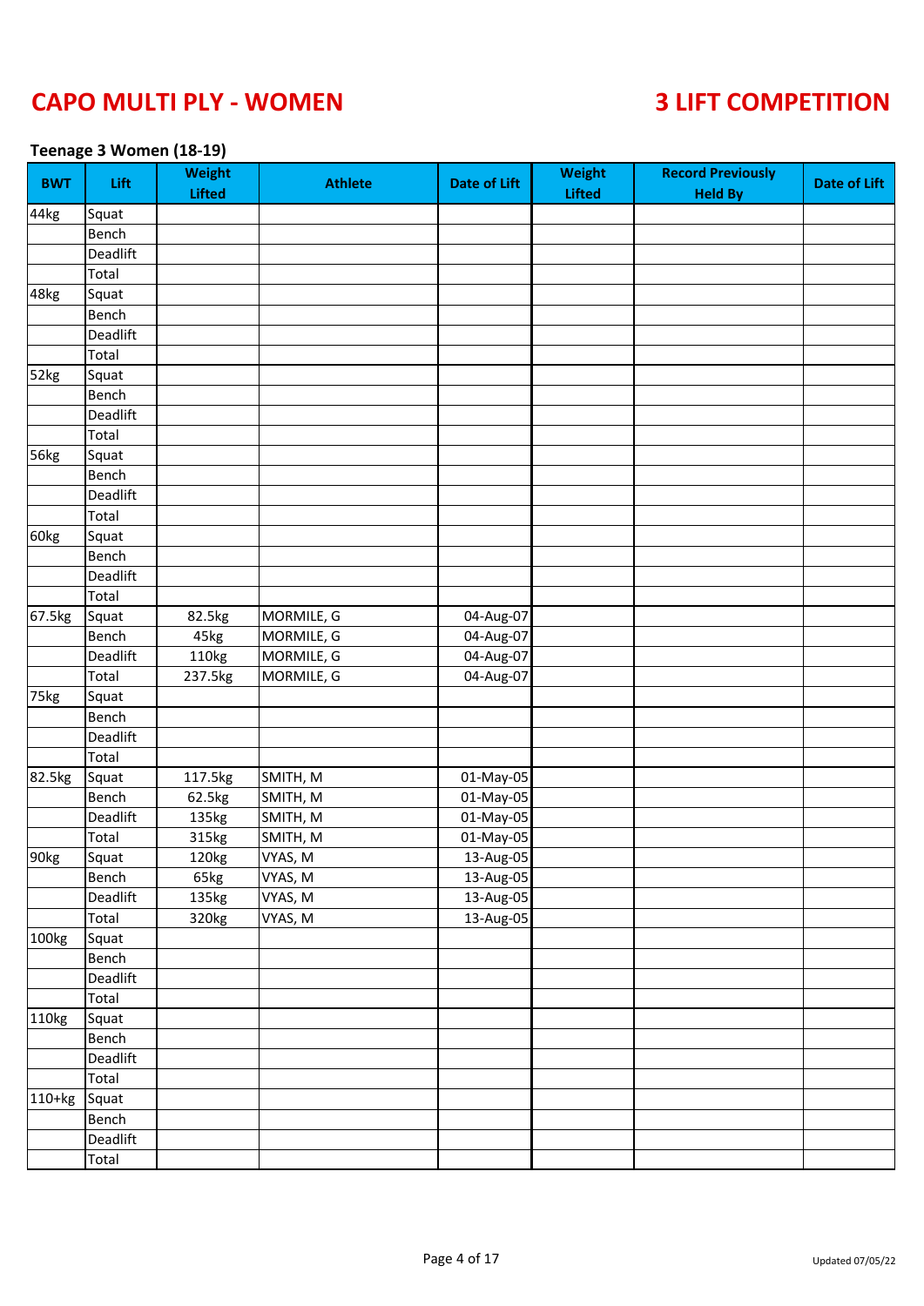# CAPO MULTI PLY - WOMEN

# 3 LIFT COMPETITION

### Teenage 3 Women (18-19)

| BWT | Lift | Weight Lifted | Athlete | Date of Lift | Weight Lifted | Record Previously Held By | Date of Lift |
|---|---|---|---|---|---|---|---|
| 44kg | Squat | | | | | | |
| | Bench | | | | | | |
| | Deadlift | | | | | | |
| | Total | | | | | | |
| 48kg | Squat | | | | | | |
| | Bench | | | | | | |
| | Deadlift | | | | | | |
| | Total | | | | | | |
| 52kg | Squat | | | | | | |
| | Bench | | | | | | |
| | Deadlift | | | | | | |
| | Total | | | | | | |
| 56kg | Squat | | | | | | |
| | Bench | | | | | | |
| | Deadlift | | | | | | |
| | Total | | | | | | |
| 60kg | Squat | | | | | | |
| | Bench | | | | | | |
| | Deadlift | | | | | | |
| | Total | | | | | | |
| 67.5kg | Squat | 82.5kg | MORMILE, G | 04-Aug-07 | | | |
| | Bench | 45kg | MORMILE, G | 04-Aug-07 | | | |
| | Deadlift | 110kg | MORMILE, G | 04-Aug-07 | | | |
| | Total | 237.5kg | MORMILE, G | 04-Aug-07 | | | |
| 75kg | Squat | | | | | | |
| | Bench | | | | | | |
| | Deadlift | | | | | | |
| | Total | | | | | | |
| 82.5kg | Squat | 117.5kg | SMITH, M | 01-May-05 | | | |
| | Bench | 62.5kg | SMITH, M | 01-May-05 | | | |
| | Deadlift | 135kg | SMITH, M | 01-May-05 | | | |
| | Total | 315kg | SMITH, M | 01-May-05 | | | |
| 90kg | Squat | 120kg | VYAS, M | 13-Aug-05 | | | |
| | Bench | 65kg | VYAS, M | 13-Aug-05 | | | |
| | Deadlift | 135kg | VYAS, M | 13-Aug-05 | | | |
| | Total | 320kg | VYAS, M | 13-Aug-05 | | | |
| 100kg | Squat | | | | | | |
| | Bench | | | | | | |
| | Deadlift | | | | | | |
| | Total | | | | | | |
| 110kg | Squat | | | | | | |
| | Bench | | | | | | |
| | Deadlift | | | | | | |
| | Total | | | | | | |
| 110+kg | Squat | | | | | | |
| | Bench | | | | | | |
| | Deadlift | | | | | | |
| | Total | | | | | | |

Updated 07/05/22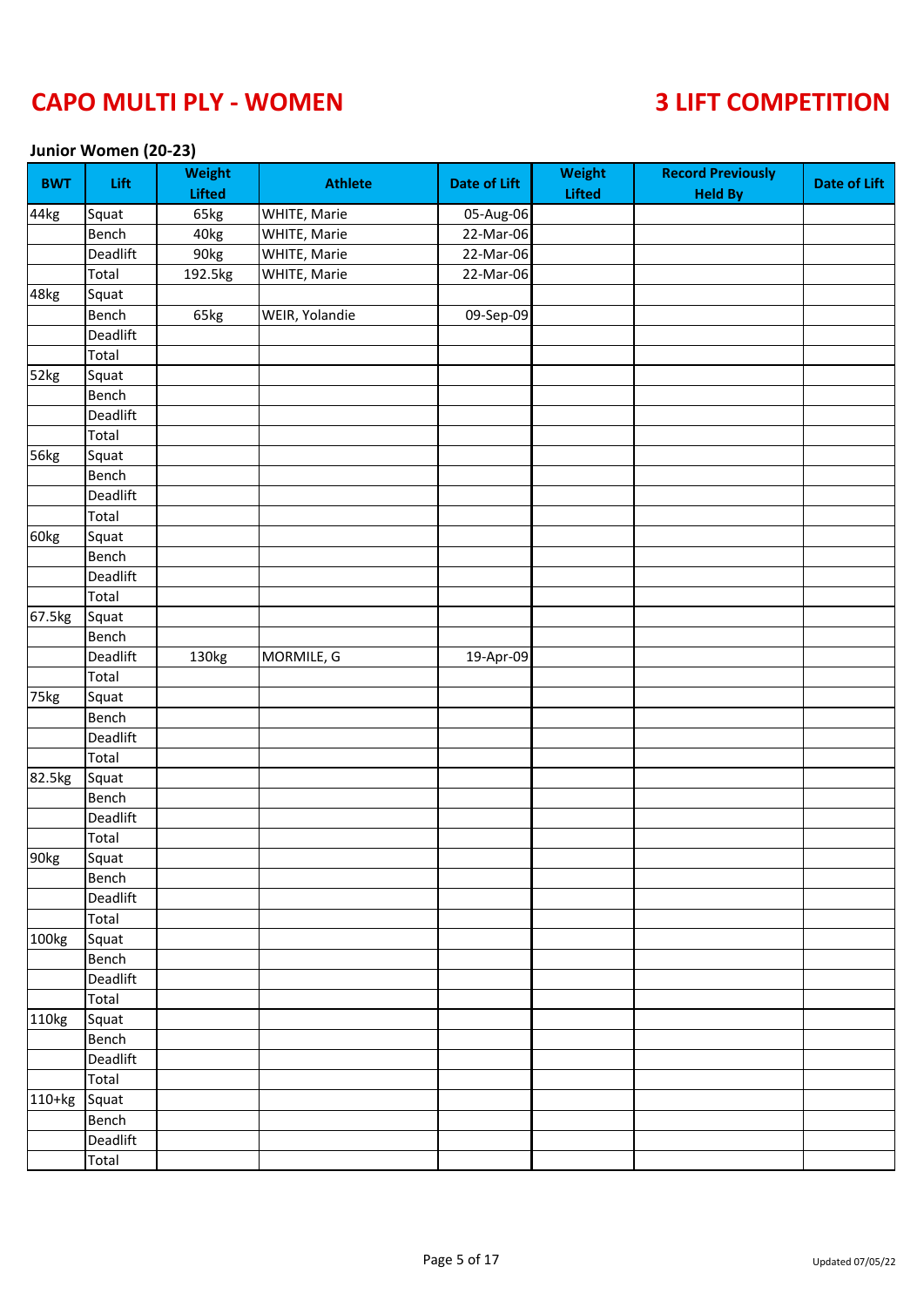# CAPO MULTI PLY - WOMEN

# 3 LIFT COMPETITION

### Junior Women (20-23)

| BWT | Lift | Weight Lifted | Athlete | Date of Lift | Weight Lifted | Record Previously Held By | Date of Lift |
|---|---|---|---|---|---|---|---|
| 44kg | Squat | 65kg | WHITE, Marie | 05-Aug-06 | | | |
| | Bench | 40kg | WHITE, Marie | 22-Mar-06 | | | |
| | Deadlift | 90kg | WHITE, Marie | 22-Mar-06 | | | |
| | Total | 192.5kg | WHITE, Marie | 22-Mar-06 | | | |
| 48kg | Squat | | | | | | |
| | Bench | 65kg | WEIR, Yolandie | 09-Sep-09 | | | |
| | Deadlift | | | | | | |
| | Total | | | | | | |
| 52kg | Squat | | | | | | |
| | Bench | | | | | | |
| | Deadlift | | | | | | |
| | Total | | | | | | |
| 56kg | Squat | | | | | | |
| | Bench | | | | | | |
| | Deadlift | | | | | | |
| | Total | | | | | | |
| 60kg | Squat | | | | | | |
| | Bench | | | | | | |
| | Deadlift | | | | | | |
| | Total | | | | | | |
| 67.5kg | Squat | | | | | | |
| | Bench | | | | | | |
| | Deadlift | 130kg | MORMILE, G | 19-Apr-09 | | | |
| | Total | | | | | | |
| 75kg | Squat | | | | | | |
| | Bench | | | | | | |
| | Deadlift | | | | | | |
| | Total | | | | | | |
| 82.5kg | Squat | | | | | | |
| | Bench | | | | | | |
| | Deadlift | | | | | | |
| | Total | | | | | | |
| 90kg | Squat | | | | | | |
| | Bench | | | | | | |
| | Deadlift | | | | | | |
| | Total | | | | | | |
| 100kg | Squat | | | | | | |
| | Bench | | | | | | |
| | Deadlift | | | | | | |
| | Total | | | | | | |
| 110kg | Squat | | | | | | |
| | Bench | | | | | | |
| | Deadlift | | | | | | |
| | Total | | | | | | |
| 110+kg | Squat | | | | | | |
| | Bench | | | | | | |
| | Deadlift | | | | | | |
| | Total | | | | | | |

Updated 07/05/22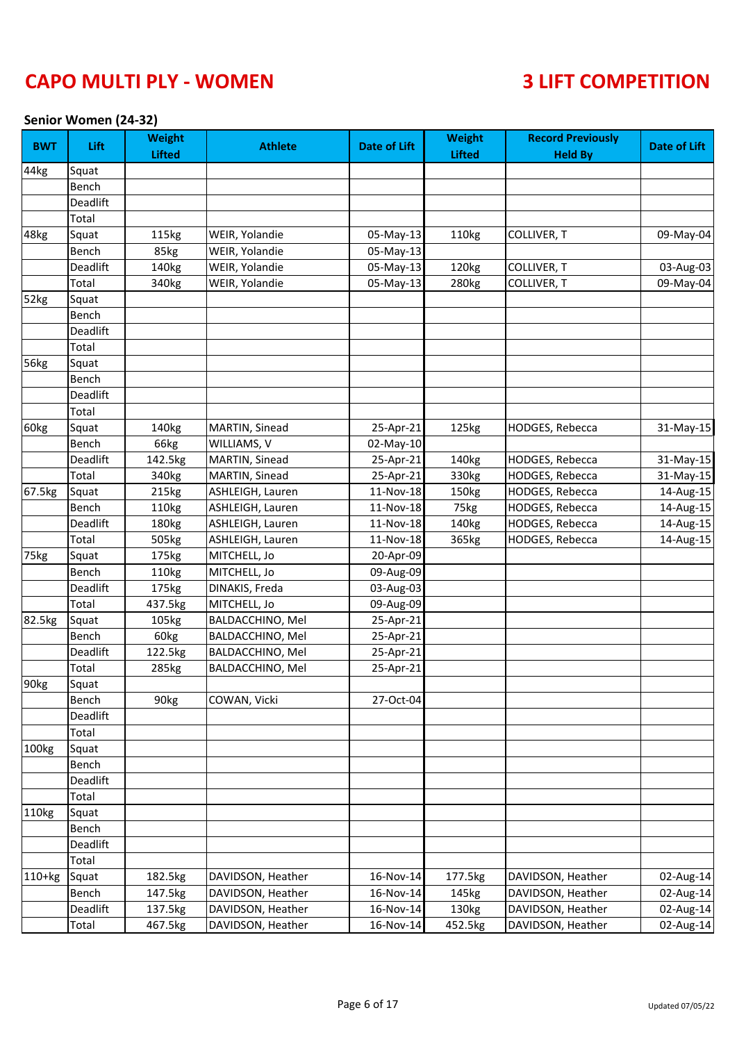# CAPO MULTI PLY - WOMEN

# 3 LIFT COMPETITION

### Senior Women (24-32)

| BWT | Lift | Weight Lifted | Athlete | Date of Lift | Weight Lifted | Record Previously Held By | Date of Lift |
|---|---|---|---|---|---|---|---|
| 44kg | Squat | | | | | | |
| | Bench | | | | | | |
| | Deadlift | | | | | | |
| | Total | | | | | | |
| 48kg | Squat | 115kg | WEIR, Yolandie | 05-May-13 | 110kg | COLLIVER, T | 09-May-04 |
| | Bench | 85kg | WEIR, Yolandie | 05-May-13 | | | |
| | Deadlift | 140kg | WEIR, Yolandie | 05-May-13 | 120kg | COLLIVER, T | 03-Aug-03 |
| | Total | 340kg | WEIR, Yolandie | 05-May-13 | 280kg | COLLIVER, T | 09-May-04 |
| 52kg | Squat | | | | | | |
| | Bench | | | | | | |
| | Deadlift | | | | | | |
| | Total | | | | | | |
| 56kg | Squat | | | | | | |
| | Bench | | | | | | |
| | Deadlift | | | | | | |
| | Total | | | | | | |
| 60kg | Squat | 140kg | MARTIN, Sinead | 25-Apr-21 | 125kg | HODGES, Rebecca | 31-May-15 |
| | Bench | 66kg | WILLIAMS, V | 02-May-10 | | | |
| | Deadlift | 142.5kg | MARTIN, Sinead | 25-Apr-21 | 140kg | HODGES, Rebecca | 31-May-15 |
| | Total | 340kg | MARTIN, Sinead | 25-Apr-21 | 330kg | HODGES, Rebecca | 31-May-15 |
| 67.5kg | Squat | 215kg | ASHLEIGH, Lauren | 11-Nov-18 | 150kg | HODGES, Rebecca | 14-Aug-15 |
| | Bench | 110kg | ASHLEIGH, Lauren | 11-Nov-18 | 75kg | HODGES, Rebecca | 14-Aug-15 |
| | Deadlift | 180kg | ASHLEIGH, Lauren | 11-Nov-18 | 140kg | HODGES, Rebecca | 14-Aug-15 |
| | Total | 505kg | ASHLEIGH, Lauren | 11-Nov-18 | 365kg | HODGES, Rebecca | 14-Aug-15 |
| 75kg | Squat | 175kg | MITCHELL, Jo | 20-Apr-09 | | | |
| | Bench | 110kg | MITCHELL, Jo | 09-Aug-09 | | | |
| | Deadlift | 175kg | DINAKIS, Freda | 03-Aug-03 | | | |
| | Total | 437.5kg | MITCHELL, Jo | 09-Aug-09 | | | |
| 82.5kg | Squat | 105kg | BALDACCHINO, Mel | 25-Apr-21 | | | |
| | Bench | 60kg | BALDACCHINO, Mel | 25-Apr-21 | | | |
| | Deadlift | 122.5kg | BALDACCHINO, Mel | 25-Apr-21 | | | |
| | Total | 285kg | BALDACCHINO, Mel | 25-Apr-21 | | | |
| 90kg | Squat | | | | | | |
| | Bench | 90kg | COWAN, Vicki | 27-Oct-04 | | | |
| | Deadlift | | | | | | |
| | Total | | | | | | |
| 100kg | Squat | | | | | | |
| | Bench | | | | | | |
| | Deadlift | | | | | | |
| | Total | | | | | | |
| 110kg | Squat | | | | | | |
| | Bench | | | | | | |
| | Deadlift | | | | | | |
| | Total | | | | | | |
| 110+kg | Squat | 182.5kg | DAVIDSON, Heather | 16-Nov-14 | 177.5kg | DAVIDSON, Heather | 02-Aug-14 |
| | Bench | 147.5kg | DAVIDSON, Heather | 16-Nov-14 | 145kg | DAVIDSON, Heather | 02-Aug-14 |
| | Deadlift | 137.5kg | DAVIDSON, Heather | 16-Nov-14 | 130kg | DAVIDSON, Heather | 02-Aug-14 |
| | Total | 467.5kg | DAVIDSON, Heather | 16-Nov-14 | 452.5kg | DAVIDSON, Heather | 02-Aug-14 |

Updated 07/05/22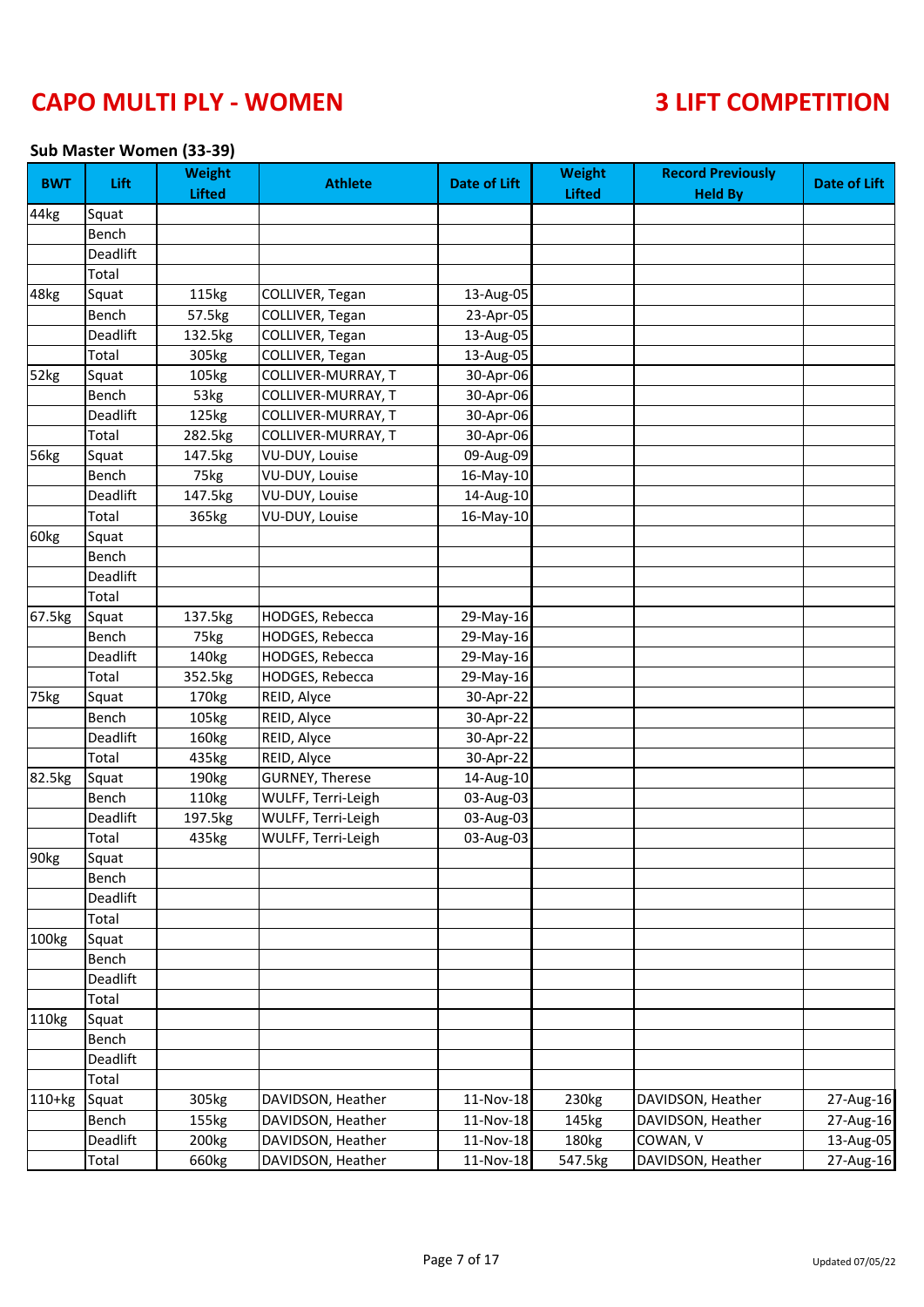# CAPO MULTI PLY - WOMEN

# 3 LIFT COMPETITION

### Sub Master Women (33-39)

| BWT | Lift | Weight Lifted | Athlete | Date of Lift | Weight Lifted | Record Previously Held By | Date of Lift |
|---|---|---|---|---|---|---|---|
| 44kg | Squat | | | | | | |
| | Bench | | | | | | |
| | Deadlift | | | | | | |
| | Total | | | | | | |
| 48kg | Squat | 115kg | COLLIVER, Tegan | 13-Aug-05 | | | |
| | Bench | 57.5kg | COLLIVER, Tegan | 23-Apr-05 | | | |
| | Deadlift | 132.5kg | COLLIVER, Tegan | 13-Aug-05 | | | |
| | Total | 305kg | COLLIVER, Tegan | 13-Aug-05 | | | |
| 52kg | Squat | 105kg | COLLIVER-MURRAY, T | 30-Apr-06 | | | |
| | Bench | 53kg | COLLIVER-MURRAY, T | 30-Apr-06 | | | |
| | Deadlift | 125kg | COLLIVER-MURRAY, T | 30-Apr-06 | | | |
| | Total | 282.5kg | COLLIVER-MURRAY, T | 30-Apr-06 | | | |
| 56kg | Squat | 147.5kg | VU-DUY, Louise | 09-Aug-09 | | | |
| | Bench | 75kg | VU-DUY, Louise | 16-May-10 | | | |
| | Deadlift | 147.5kg | VU-DUY, Louise | 14-Aug-10 | | | |
| | Total | 365kg | VU-DUY, Louise | 16-May-10 | | | |
| 60kg | Squat | | | | | | |
| | Bench | | | | | | |
| | Deadlift | | | | | | |
| | Total | | | | | | |
| 67.5kg | Squat | 137.5kg | HODGES, Rebecca | 29-May-16 | | | |
| | Bench | 75kg | HODGES, Rebecca | 29-May-16 | | | |
| | Deadlift | 140kg | HODGES, Rebecca | 29-May-16 | | | |
| | Total | 352.5kg | HODGES, Rebecca | 29-May-16 | | | |
| 75kg | Squat | 170kg | REID, Alyce | 30-Apr-22 | | | |
| | Bench | 105kg | REID, Alyce | 30-Apr-22 | | | |
| | Deadlift | 160kg | REID, Alyce | 30-Apr-22 | | | |
| | Total | 435kg | REID, Alyce | 30-Apr-22 | | | |
| 82.5kg | Squat | 190kg | GURNEY, Therese | 14-Aug-10 | | | |
| | Bench | 110kg | WULFF, Terri-Leigh | 03-Aug-03 | | | |
| | Deadlift | 197.5kg | WULFF, Terri-Leigh | 03-Aug-03 | | | |
| | Total | 435kg | WULFF, Terri-Leigh | 03-Aug-03 | | | |
| 90kg | Squat | | | | | | |
| | Bench | | | | | | |
| | Deadlift | | | | | | |
| | Total | | | | | | |
| 100kg | Squat | | | | | | |
| | Bench | | | | | | |
| | Deadlift | | | | | | |
| | Total | | | | | | |
| 110kg | Squat | | | | | | |
| | Bench | | | | | | |
| | Deadlift | | | | | | |
| | Total | | | | | | |
| 110+kg | Squat | 305kg | DAVIDSON, Heather | 11-Nov-18 | 230kg | DAVIDSON, Heather | 27-Aug-16 |
| | Bench | 155kg | DAVIDSON, Heather | 11-Nov-18 | 145kg | DAVIDSON, Heather | 27-Aug-16 |
| | Deadlift | 200kg | DAVIDSON, Heather | 11-Nov-18 | 180kg | COWAN, V | 13-Aug-05 |
| | Total | 660kg | DAVIDSON, Heather | 11-Nov-18 | 547.5kg | DAVIDSON, Heather | 27-Aug-16 |

Updated 07/05/22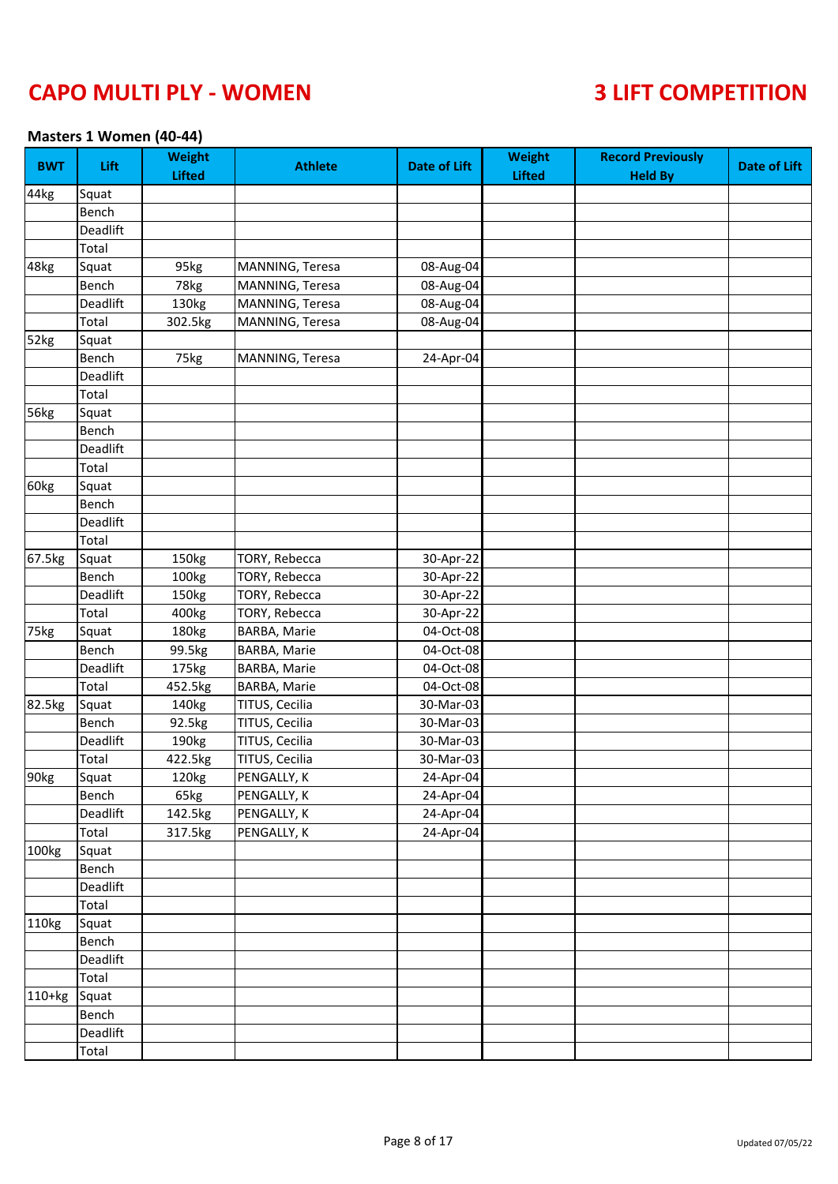# CAPO MULTI PLY - WOMEN

# 3 LIFT COMPETITION

### Masters 1 Women (40-44)

| BWT | Lift | Weight Lifted | Athlete | Date of Lift | Weight Lifted | Record Previously Held By | Date of Lift |
|---|---|---|---|---|---|---|---|
| 44kg | Squat | | | | | | |
| | Bench | | | | | | |
| | Deadlift | | | | | | |
| | Total | | | | | | |
| 48kg | Squat | 95kg | MANNING, Teresa | 08-Aug-04 | | | |
| | Bench | 78kg | MANNING, Teresa | 08-Aug-04 | | | |
| | Deadlift | 130kg | MANNING, Teresa | 08-Aug-04 | | | |
| | Total | 302.5kg | MANNING, Teresa | 08-Aug-04 | | | |
| 52kg | Squat | | | | | | |
| | Bench | 75kg | MANNING, Teresa | 24-Apr-04 | | | |
| | Deadlift | | | | | | |
| | Total | | | | | | |
| 56kg | Squat | | | | | | |
| | Bench | | | | | | |
| | Deadlift | | | | | | |
| | Total | | | | | | |
| 60kg | Squat | | | | | | |
| | Bench | | | | | | |
| | Deadlift | | | | | | |
| | Total | | | | | | |
| 67.5kg | Squat | 150kg | TORY, Rebecca | 30-Apr-22 | | | |
| | Bench | 100kg | TORY, Rebecca | 30-Apr-22 | | | |
| | Deadlift | 150kg | TORY, Rebecca | 30-Apr-22 | | | |
| | Total | 400kg | TORY, Rebecca | 30-Apr-22 | | | |
| 75kg | Squat | 180kg | BARBA, Marie | 04-Oct-08 | | | |
| | Bench | 99.5kg | BARBA, Marie | 04-Oct-08 | | | |
| | Deadlift | 175kg | BARBA, Marie | 04-Oct-08 | | | |
| | Total | 452.5kg | BARBA, Marie | 04-Oct-08 | | | |
| 82.5kg | Squat | 140kg | TITUS, Cecilia | 30-Mar-03 | | | |
| | Bench | 92.5kg | TITUS, Cecilia | 30-Mar-03 | | | |
| | Deadlift | 190kg | TITUS, Cecilia | 30-Mar-03 | | | |
| | Total | 422.5kg | TITUS, Cecilia | 30-Mar-03 | | | |
| 90kg | Squat | 120kg | PENGALLY, K | 24-Apr-04 | | | |
| | Bench | 65kg | PENGALLY, K | 24-Apr-04 | | | |
| | Deadlift | 142.5kg | PENGALLY, K | 24-Apr-04 | | | |
| | Total | 317.5kg | PENGALLY, K | 24-Apr-04 | | | |
| 100kg | Squat | | | | | | |
| | Bench | | | | | | |
| | Deadlift | | | | | | |
| | Total | | | | | | |
| 110kg | Squat | | | | | | |
| | Bench | | | | | | |
| | Deadlift | | | | | | |
| | Total | | | | | | |
| 110+kg | Squat | | | | | | |
| | Bench | | | | | | |
| | Deadlift | | | | | | |
| | Total | | | | | | |

Updated 07/05/22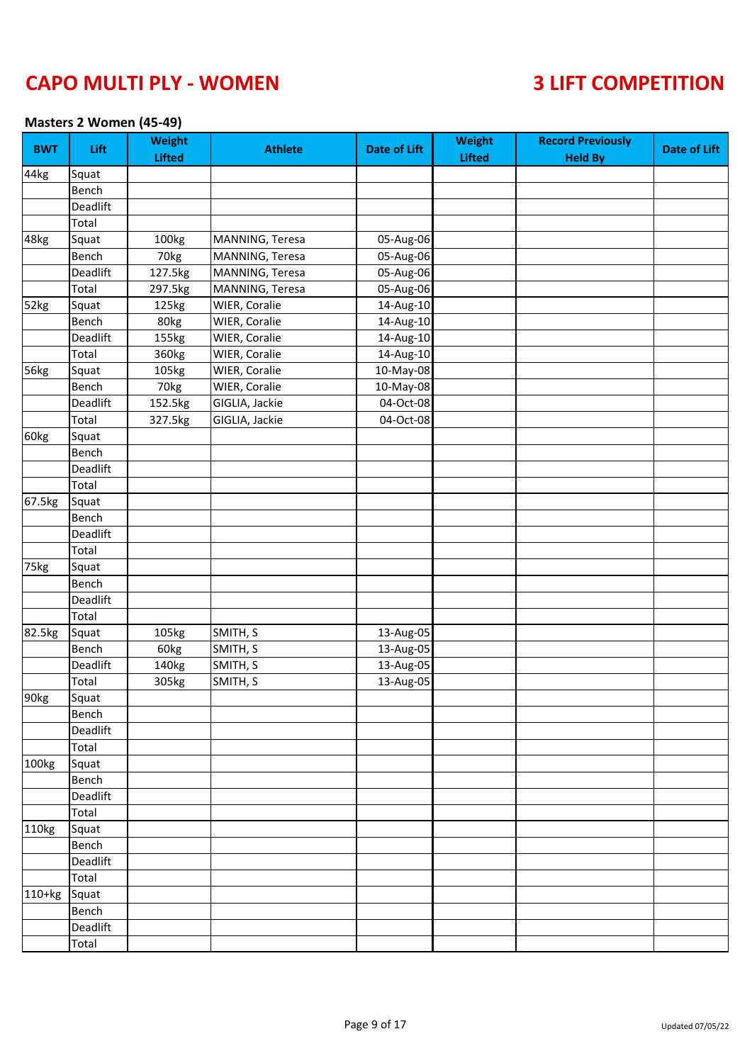# CAPO MULTI PLY - WOMEN

# 3 LIFT COMPETITION

### Masters 2 Women (45-49)

| BWT | Lift | Weight Lifted | Athlete | Date of Lift | Weight Lifted | Record Previously Held By | Date of Lift |
|---|---|---|---|---|---|---|---|
| 44kg | Squat | | | | | | |
| | Bench | | | | | | |
| | Deadlift | | | | | | |
| | Total | | | | | | |
| 48kg | Squat | 100kg | MANNING, Teresa | 05-Aug-06 | | | |
| | Bench | 70kg | MANNING, Teresa | 05-Aug-06 | | | |
| | Deadlift | 127.5kg | MANNING, Teresa | 05-Aug-06 | | | |
| | Total | 297.5kg | MANNING, Teresa | 05-Aug-06 | | | |
| 52kg | Squat | 125kg | WIER, Coralie | 14-Aug-10 | | | |
| | Bench | 80kg | WIER, Coralie | 14-Aug-10 | | | |
| | Deadlift | 155kg | WIER, Coralie | 14-Aug-10 | | | |
| | Total | 360kg | WIER, Coralie | 14-Aug-10 | | | |
| 56kg | Squat | 105kg | WIER, Coralie | 10-May-08 | | | |
| | Bench | 70kg | WIER, Coralie | 10-May-08 | | | |
| | Deadlift | 152.5kg | GIGLIA, Jackie | 04-Oct-08 | | | |
| | Total | 327.5kg | GIGLIA, Jackie | 04-Oct-08 | | | |
| 60kg | Squat | | | | | | |
| | Bench | | | | | | |
| | Deadlift | | | | | | |
| | Total | | | | | | |
| 67.5kg | Squat | | | | | | |
| | Bench | | | | | | |
| | Deadlift | | | | | | |
| | Total | | | | | | |
| 75kg | Squat | | | | | | |
| | Bench | | | | | | |
| | Deadlift | | | | | | |
| | Total | | | | | | |
| 82.5kg | Squat | 105kg | SMITH, S | 13-Aug-05 | | | |
| | Bench | 60kg | SMITH, S | 13-Aug-05 | | | |
| | Deadlift | 140kg | SMITH, S | 13-Aug-05 | | | |
| | Total | 305kg | SMITH, S | 13-Aug-05 | | | |
| 90kg | Squat | | | | | | |
| | Bench | | | | | | |
| | Deadlift | | | | | | |
| | Total | | | | | | |
| 100kg | Squat | | | | | | |
| | Bench | | | | | | |
| | Deadlift | | | | | | |
| | Total | | | | | | |
| 110kg | Squat | | | | | | |
| | Bench | | | | | | |
| | Deadlift | | | | | | |
| | Total | | | | | | |
| 110+kg | Squat | | | | | | |
| | Bench | | | | | | |
| | Deadlift | | | | | | |
| | Total | | | | | | |

Updated 07/05/22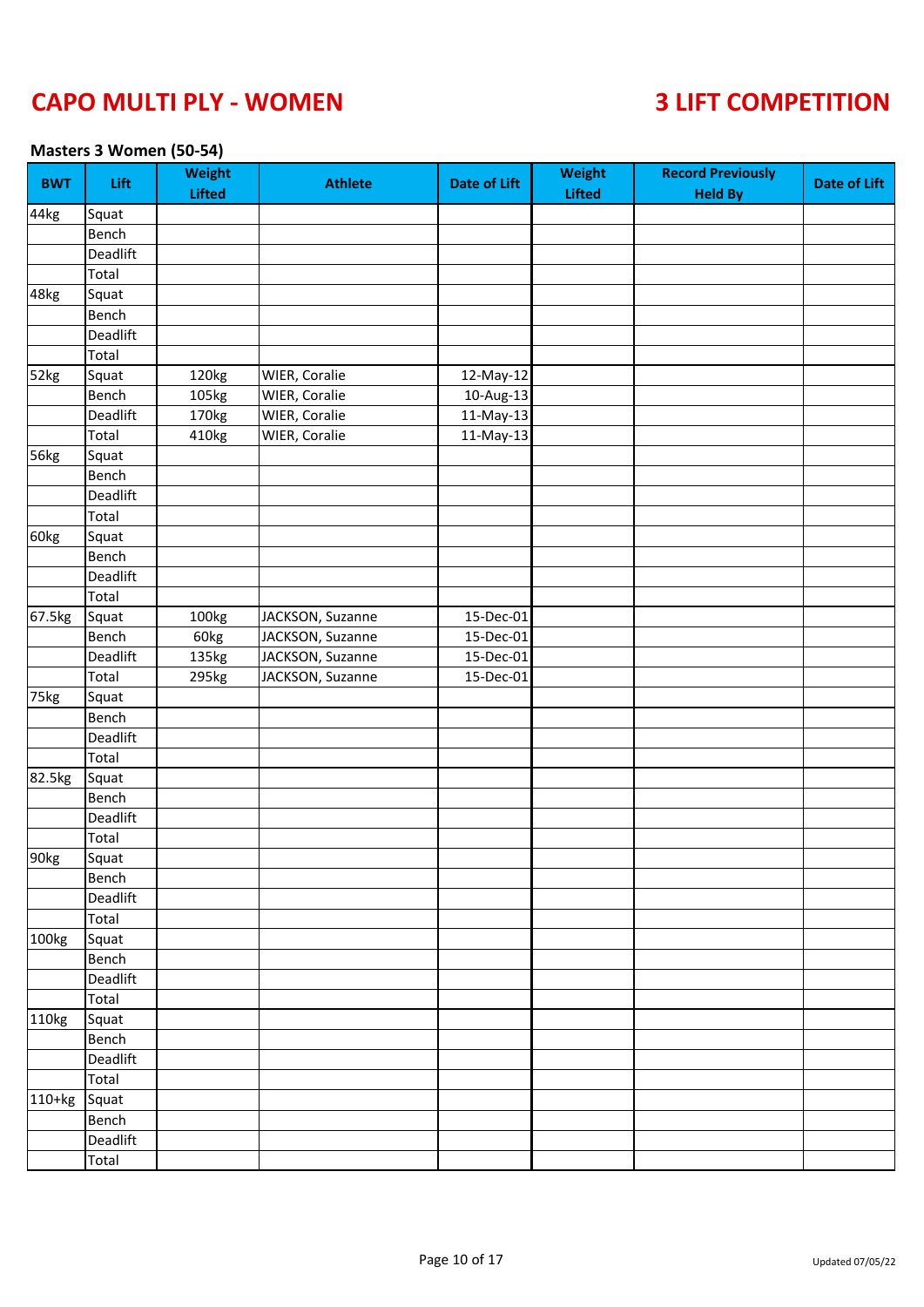# CAPO MULTI PLY - WOMEN

# 3 LIFT COMPETITION

### Masters 3 Women (50-54)

| BWT | Lift | Weight Lifted | Athlete | Date of Lift | Weight Lifted | Record Previously Held By | Date of Lift |
|---|---|---|---|---|---|---|---|
| 44kg | Squat | | | | | | |
| | Bench | | | | | | |
| | Deadlift | | | | | | |
| | Total | | | | | | |
| 48kg | Squat | | | | | | |
| | Bench | | | | | | |
| | Deadlift | | | | | | |
| | Total | | | | | | |
| 52kg | Squat | 120kg | WIER, Coralie | 12-May-12 | | | |
| | Bench | 105kg | WIER, Coralie | 10-Aug-13 | | | |
| | Deadlift | 170kg | WIER, Coralie | 11-May-13 | | | |
| | Total | 410kg | WIER, Coralie | 11-May-13 | | | |
| 56kg | Squat | | | | | | |
| | Bench | | | | | | |
| | Deadlift | | | | | | |
| | Total | | | | | | |
| 60kg | Squat | | | | | | |
| | Bench | | | | | | |
| | Deadlift | | | | | | |
| | Total | | | | | | |
| 67.5kg | Squat | 100kg | JACKSON, Suzanne | 15-Dec-01 | | | |
| | Bench | 60kg | JACKSON, Suzanne | 15-Dec-01 | | | |
| | Deadlift | 135kg | JACKSON, Suzanne | 15-Dec-01 | | | |
| | Total | 295kg | JACKSON, Suzanne | 15-Dec-01 | | | |
| 75kg | Squat | | | | | | |
| | Bench | | | | | | |
| | Deadlift | | | | | | |
| | Total | | | | | | |
| 82.5kg | Squat | | | | | | |
| | Bench | | | | | | |
| | Deadlift | | | | | | |
| | Total | | | | | | |
| 90kg | Squat | | | | | | |
| | Bench | | | | | | |
| | Deadlift | | | | | | |
| | Total | | | | | | |
| 100kg | Squat | | | | | | |
| | Bench | | | | | | |
| | Deadlift | | | | | | |
| | Total | | | | | | |
| 110kg | Squat | | | | | | |
| | Bench | | | | | | |
| | Deadlift | | | | | | |
| | Total | | | | | | |
| 110+kg | Squat | | | | | | |
| | Bench | | | | | | |
| | Deadlift | | | | | | |
| | Total | | | | | | |

Updated 07/05/22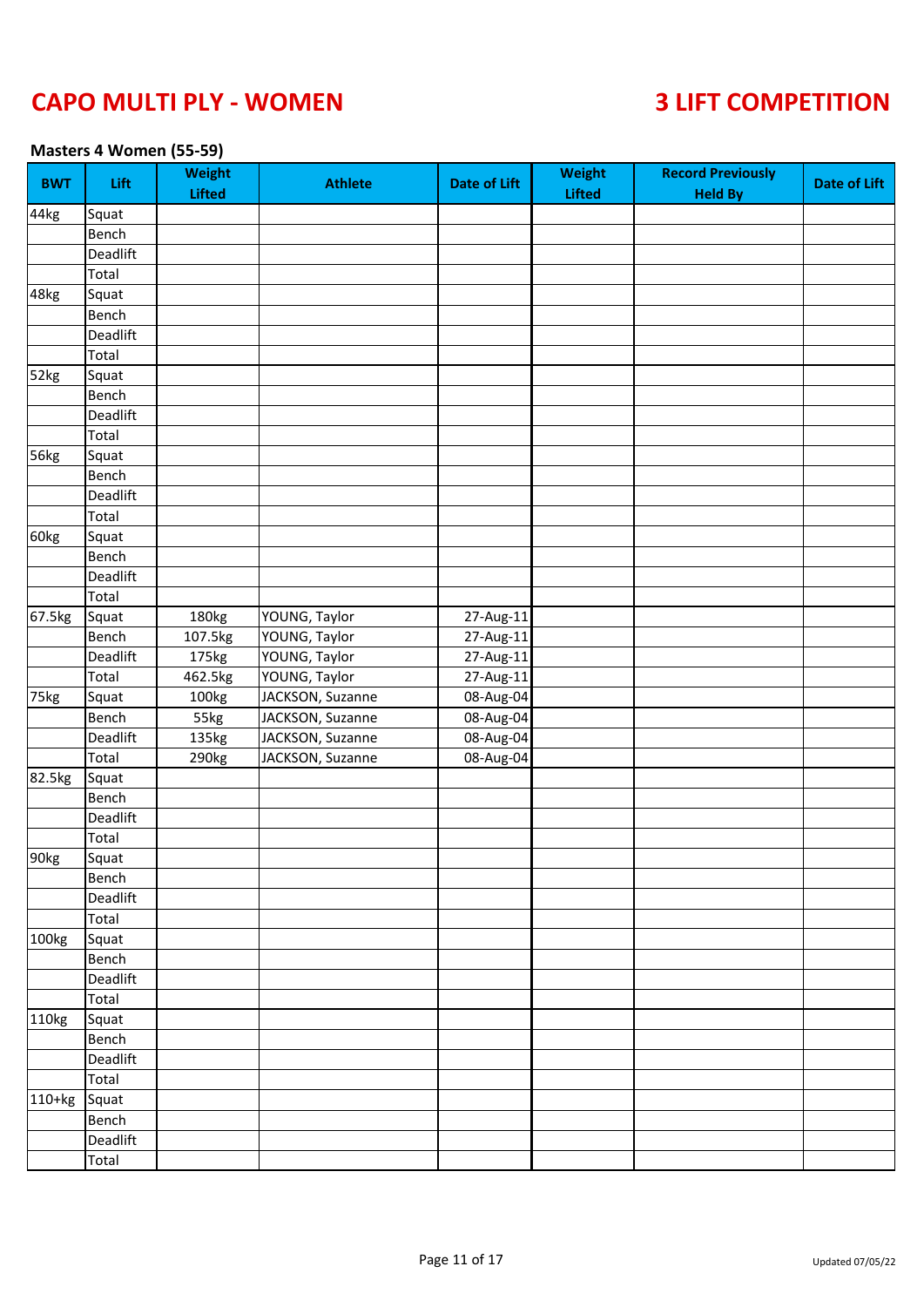# CAPO MULTI PLY - WOMEN

# 3 LIFT COMPETITION

### Masters 4 Women (55-59)

| BWT | Lift | Weight Lifted | Athlete | Date of Lift | Weight Lifted | Record Previously Held By | Date of Lift |
|---|---|---|---|---|---|---|---|
| 44kg | Squat | | | | | | |
| | Bench | | | | | | |
| | Deadlift | | | | | | |
| | Total | | | | | | |
| 48kg | Squat | | | | | | |
| | Bench | | | | | | |
| | Deadlift | | | | | | |
| | Total | | | | | | |
| 52kg | Squat | | | | | | |
| | Bench | | | | | | |
| | Deadlift | | | | | | |
| | Total | | | | | | |
| 56kg | Squat | | | | | | |
| | Bench | | | | | | |
| | Deadlift | | | | | | |
| | Total | | | | | | |
| 60kg | Squat | | | | | | |
| | Bench | | | | | | |
| | Deadlift | | | | | | |
| | Total | | | | | | |
| 67.5kg | Squat | 180kg | YOUNG, Taylor | 27-Aug-11 | | | |
| | Bench | 107.5kg | YOUNG, Taylor | 27-Aug-11 | | | |
| | Deadlift | 175kg | YOUNG, Taylor | 27-Aug-11 | | | |
| | Total | 462.5kg | YOUNG, Taylor | 27-Aug-11 | | | |
| 75kg | Squat | 100kg | JACKSON, Suzanne | 08-Aug-04 | | | |
| | Bench | 55kg | JACKSON, Suzanne | 08-Aug-04 | | | |
| | Deadlift | 135kg | JACKSON, Suzanne | 08-Aug-04 | | | |
| | Total | 290kg | JACKSON, Suzanne | 08-Aug-04 | | | |
| 82.5kg | Squat | | | | | | |
| | Bench | | | | | | |
| | Deadlift | | | | | | |
| | Total | | | | | | |
| 90kg | Squat | | | | | | |
| | Bench | | | | | | |
| | Deadlift | | | | | | |
| | Total | | | | | | |
| 100kg | Squat | | | | | | |
| | Bench | | | | | | |
| | Deadlift | | | | | | |
| | Total | | | | | | |
| 110kg | Squat | | | | | | |
| | Bench | | | | | | |
| | Deadlift | | | | | | |
| | Total | | | | | | |
| 110+kg | Squat | | | | | | |
| | Bench | | | | | | |
| | Deadlift | | | | | | |
| | Total | | | | | | |

Updated 07/05/22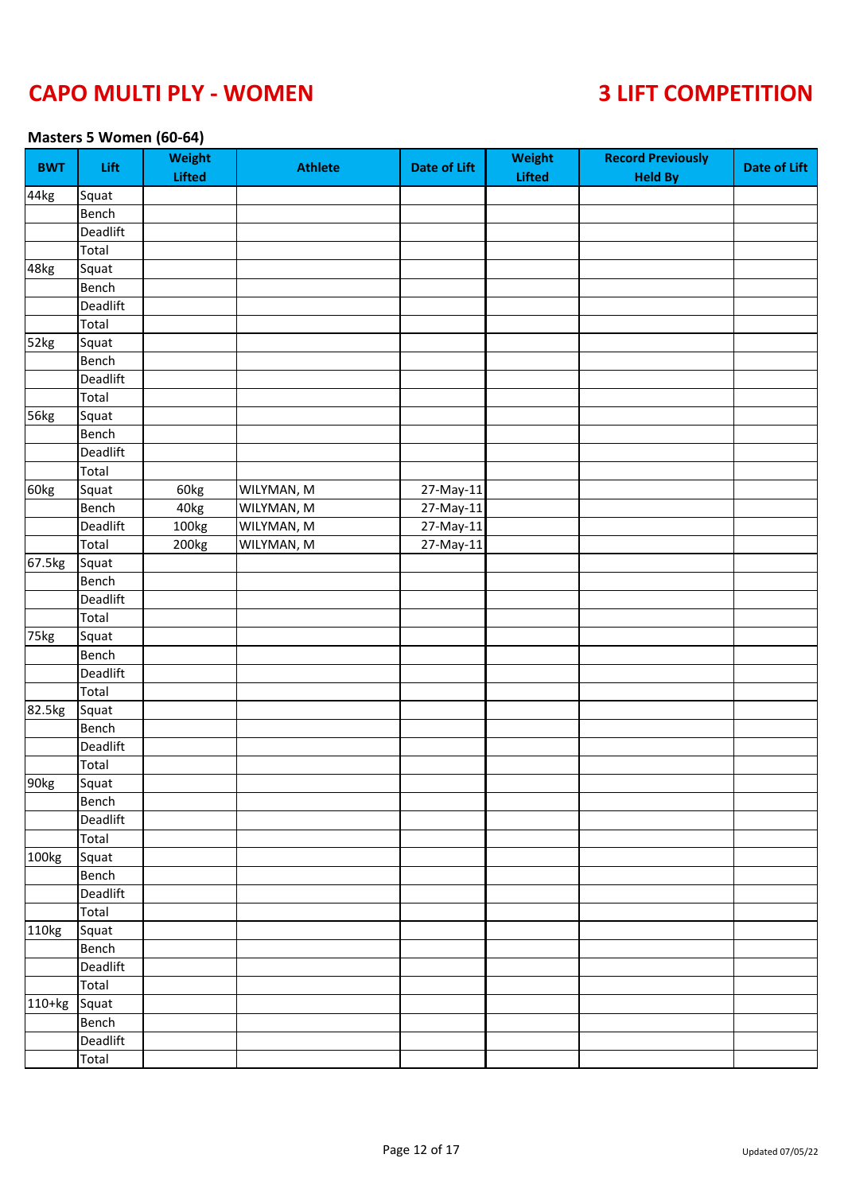# CAPO MULTI PLY - WOMEN

# 3 LIFT COMPETITION

### Masters 5 Women (60-64)

| BWT | Lift | Weight Lifted | Athlete | Date of Lift | Weight Lifted | Record Previously Held By | Date of Lift |
|---|---|---|---|---|---|---|---|
| 44kg | Squat | | | | | | |
| | Bench | | | | | | |
| | Deadlift | | | | | | |
| | Total | | | | | | |
| 48kg | Squat | | | | | | |
| | Bench | | | | | | |
| | Deadlift | | | | | | |
| | Total | | | | | | |
| 52kg | Squat | | | | | | |
| | Bench | | | | | | |
| | Deadlift | | | | | | |
| | Total | | | | | | |
| 56kg | Squat | | | | | | |
| | Bench | | | | | | |
| | Deadlift | | | | | | |
| | Total | | | | | | |
| 60kg | Squat | 60kg | WILYMAN, M | 27-May-11 | | | |
| | Bench | 40kg | WILYMAN, M | 27-May-11 | | | |
| | Deadlift | 100kg | WILYMAN, M | 27-May-11 | | | |
| | Total | 200kg | WILYMAN, M | 27-May-11 | | | |
| 67.5kg | Squat | | | | | | |
| | Bench | | | | | | |
| | Deadlift | | | | | | |
| | Total | | | | | | |
| 75kg | Squat | | | | | | |
| | Bench | | | | | | |
| | Deadlift | | | | | | |
| | Total | | | | | | |
| 82.5kg | Squat | | | | | | |
| | Bench | | | | | | |
| | Deadlift | | | | | | |
| | Total | | | | | | |
| 90kg | Squat | | | | | | |
| | Bench | | | | | | |
| | Deadlift | | | | | | |
| | Total | | | | | | |
| 100kg | Squat | | | | | | |
| | Bench | | | | | | |
| | Deadlift | | | | | | |
| | Total | | | | | | |
| 110kg | Squat | | | | | | |
| | Bench | | | | | | |
| | Deadlift | | | | | | |
| | Total | | | | | | |
| 110+kg | Squat | | | | | | |
| | Bench | | | | | | |
| | Deadlift | | | | | | |
| | Total | | | | | | |

Updated 07/05/22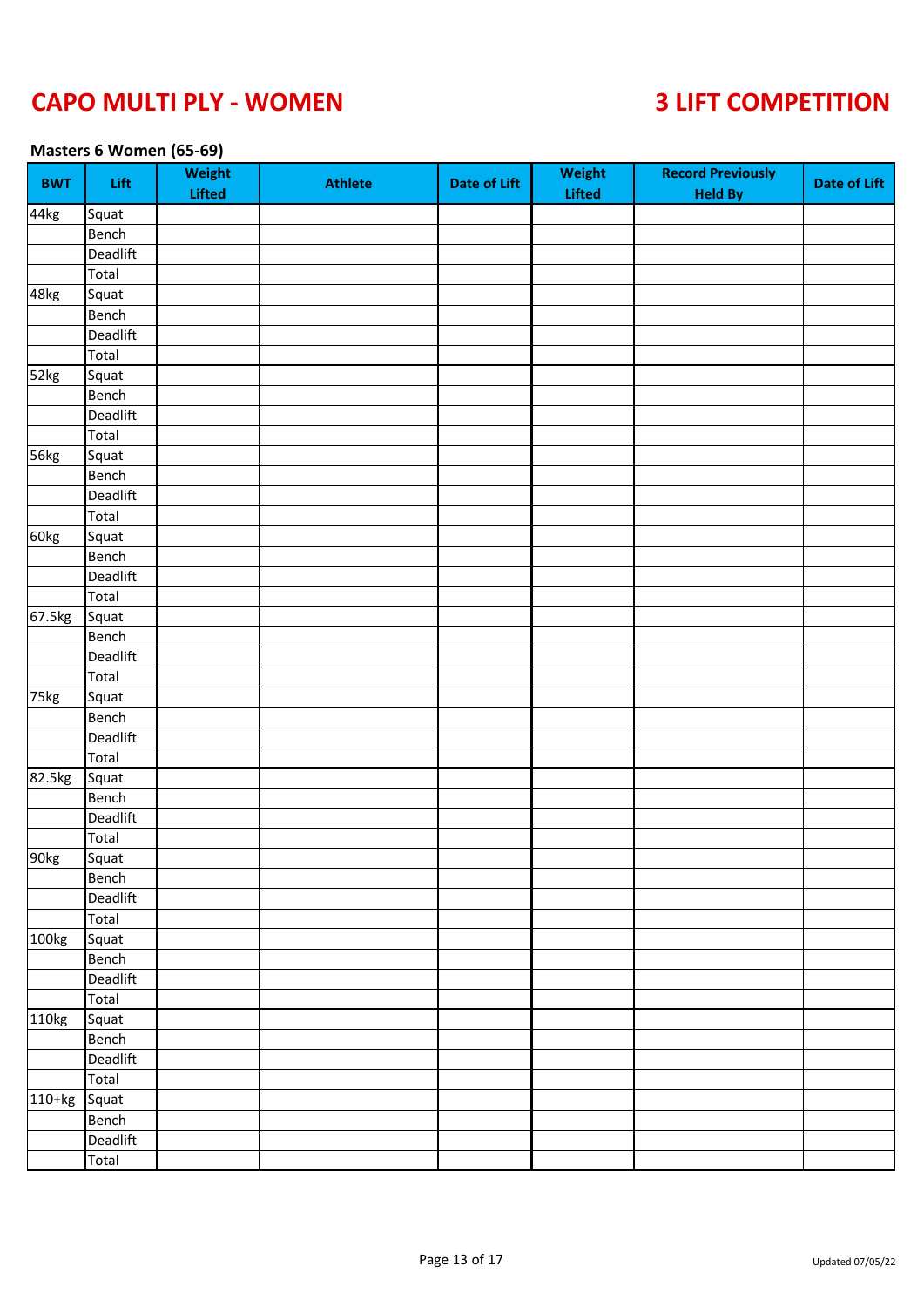# CAPO MULTI PLY - WOMEN

# 3 LIFT COMPETITION

### Masters 6 Women (65-69)

| BWT | Lift | Weight Lifted | Athlete | Date of Lift | Weight Lifted | Record Previously Held By | Date of Lift |
|---|---|---|---|---|---|---|---|
| 44kg | Squat | | | | | | |
| | Bench | | | | | | |
| | Deadlift | | | | | | |
| | Total | | | | | | |
| 48kg | Squat | | | | | | |
| | Bench | | | | | | |
| | Deadlift | | | | | | |
| | Total | | | | | | |
| 52kg | Squat | | | | | | |
| | Bench | | | | | | |
| | Deadlift | | | | | | |
| | Total | | | | | | |
| 56kg | Squat | | | | | | |
| | Bench | | | | | | |
| | Deadlift | | | | | | |
| | Total | | | | | | |
| 60kg | Squat | | | | | | |
| | Bench | | | | | | |
| | Deadlift | | | | | | |
| | Total | | | | | | |
| 67.5kg | Squat | | | | | | |
| | Bench | | | | | | |
| | Deadlift | | | | | | |
| | Total | | | | | | |
| 75kg | Squat | | | | | | |
| | Bench | | | | | | |
| | Deadlift | | | | | | |
| | Total | | | | | | |
| 82.5kg | Squat | | | | | | |
| | Bench | | | | | | |
| | Deadlift | | | | | | |
| | Total | | | | | | |
| 90kg | Squat | | | | | | |
| | Bench | | | | | | |
| | Deadlift | | | | | | |
| | Total | | | | | | |
| 100kg | Squat | | | | | | |
| | Bench | | | | | | |
| | Deadlift | | | | | | |
| | Total | | | | | | |
| 110kg | Squat | | | | | | |
| | Bench | | | | | | |
| | Deadlift | | | | | | |
| | Total | | | | | | |
| 110+kg | Squat | | | | | | |
| | Bench | | | | | | |
| | Deadlift | | | | | | |
| | Total | | | | | | |

Updated 07/05/22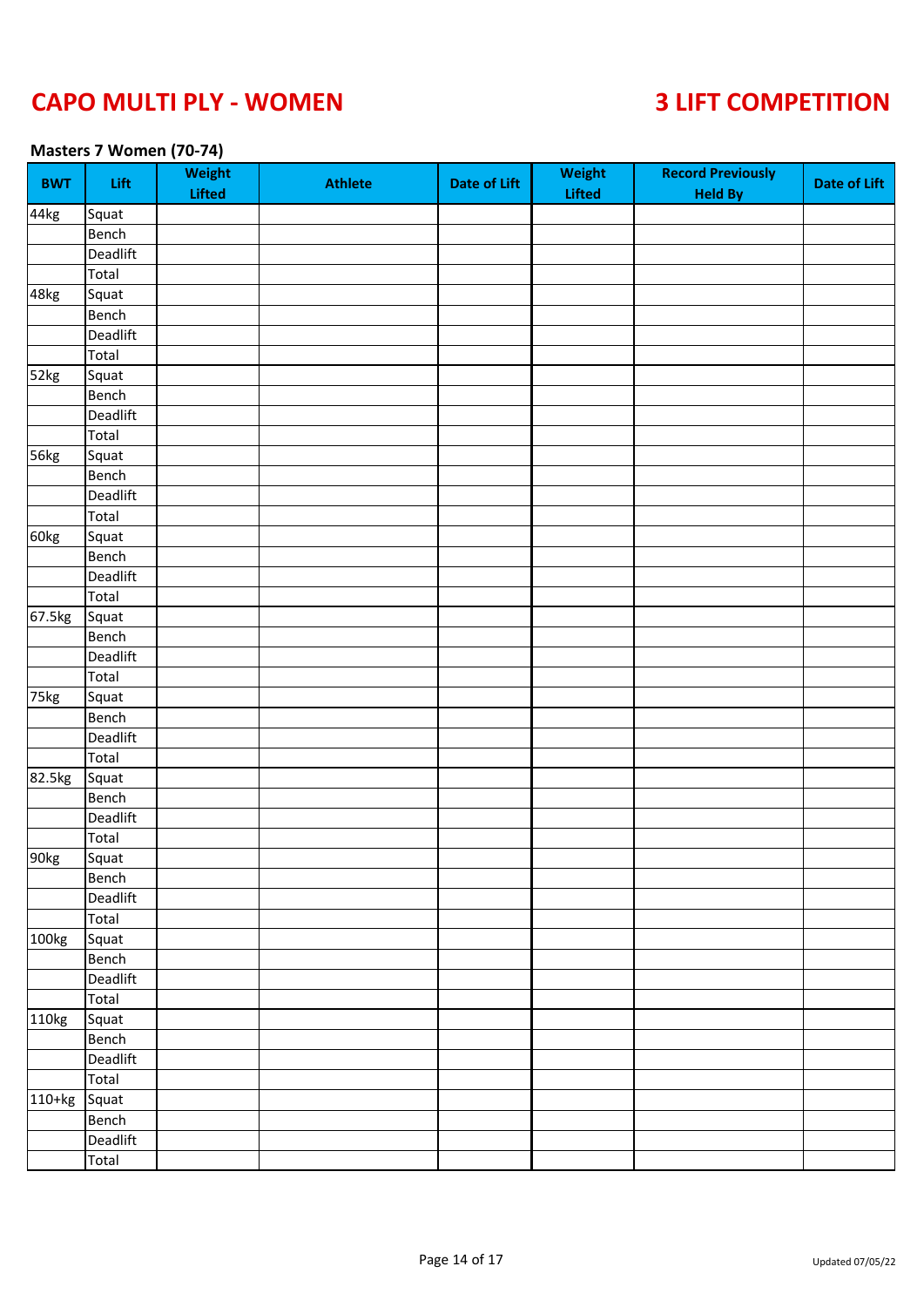# CAPO MULTI PLY - WOMEN

# 3 LIFT COMPETITION

### Masters 7 Women (70-74)

| BWT | Lift | Weight Lifted | Athlete | Date of Lift | Weight Lifted | Record Previously Held By | Date of Lift |
|---|---|---|---|---|---|---|---|
| 44kg | Squat | | | | | | |
| | Bench | | | | | | |
| | Deadlift | | | | | | |
| | Total | | | | | | |
| 48kg | Squat | | | | | | |
| | Bench | | | | | | |
| | Deadlift | | | | | | |
| | Total | | | | | | |
| 52kg | Squat | | | | | | |
| | Bench | | | | | | |
| | Deadlift | | | | | | |
| | Total | | | | | | |
| 56kg | Squat | | | | | | |
| | Bench | | | | | | |
| | Deadlift | | | | | | |
| | Total | | | | | | |
| 60kg | Squat | | | | | | |
| | Bench | | | | | | |
| | Deadlift | | | | | | |
| | Total | | | | | | |
| 67.5kg | Squat | | | | | | |
| | Bench | | | | | | |
| | Deadlift | | | | | | |
| | Total | | | | | | |
| 75kg | Squat | | | | | | |
| | Bench | | | | | | |
| | Deadlift | | | | | | |
| | Total | | | | | | |
| 82.5kg | Squat | | | | | | |
| | Bench | | | | | | |
| | Deadlift | | | | | | |
| | Total | | | | | | |
| 90kg | Squat | | | | | | |
| | Bench | | | | | | |
| | Deadlift | | | | | | |
| | Total | | | | | | |
| 100kg | Squat | | | | | | |
| | Bench | | | | | | |
| | Deadlift | | | | | | |
| | Total | | | | | | |
| 110kg | Squat | | | | | | |
| | Bench | | | | | | |
| | Deadlift | | | | | | |
| | Total | | | | | | |
| 110+kg | Squat | | | | | | |
| | Bench | | | | | | |
| | Deadlift | | | | | | |
| | Total | | | | | | |

Updated 07/05/22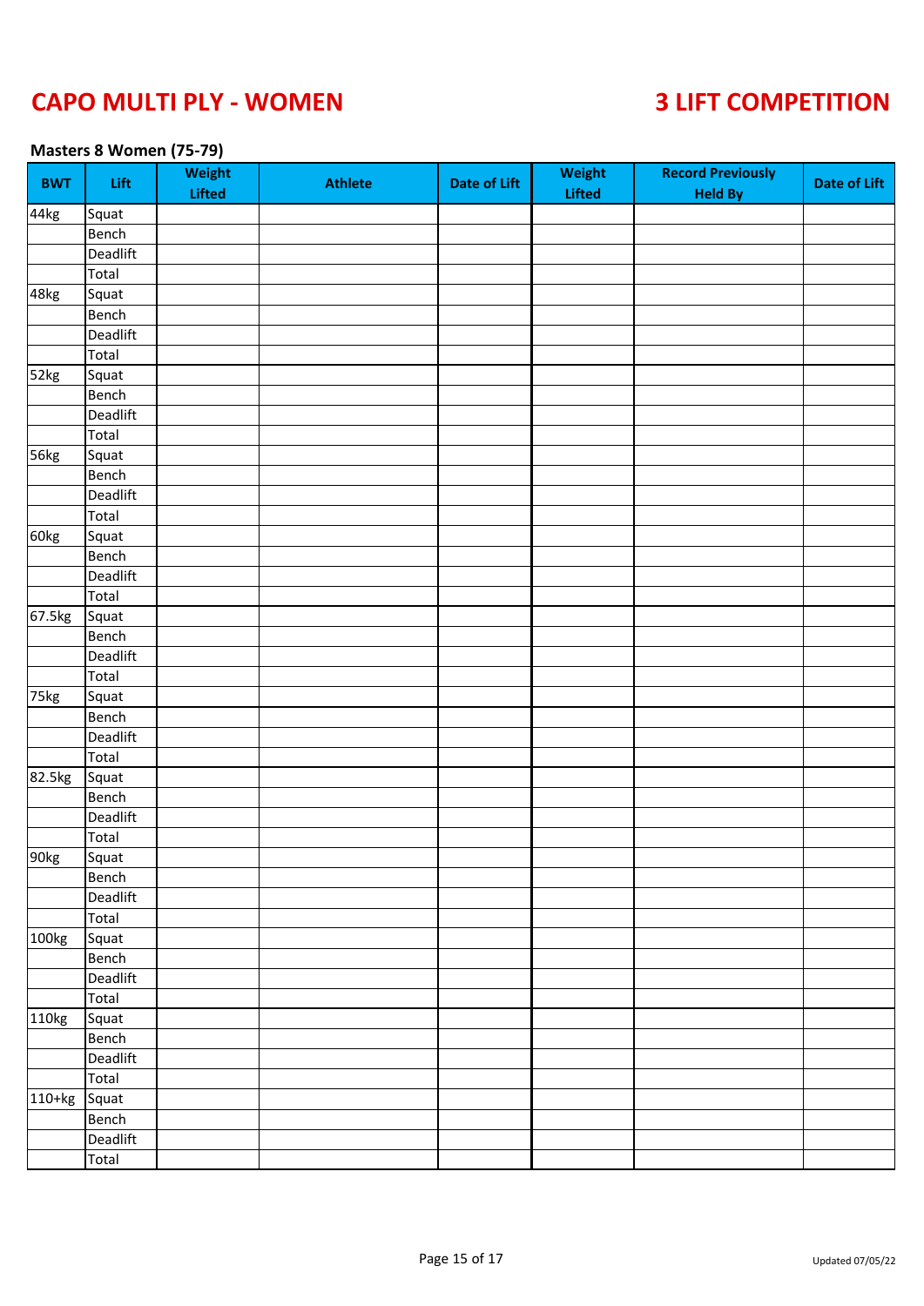# CAPO MULTI PLY - WOMEN

# 3 LIFT COMPETITION

### Masters 8 Women (75-79)

| BWT | Lift | Weight Lifted | Athlete | Date of Lift | Weight Lifted | Record Previously Held By | Date of Lift |
|---|---|---|---|---|---|---|---|
| 44kg | Squat | | | | | | |
| | Bench | | | | | | |
| | Deadlift | | | | | | |
| | Total | | | | | | |
| 48kg | Squat | | | | | | |
| | Bench | | | | | | |
| | Deadlift | | | | | | |
| | Total | | | | | | |
| 52kg | Squat | | | | | | |
| | Bench | | | | | | |
| | Deadlift | | | | | | |
| | Total | | | | | | |
| 56kg | Squat | | | | | | |
| | Bench | | | | | | |
| | Deadlift | | | | | | |
| | Total | | | | | | |
| 60kg | Squat | | | | | | |
| | Bench | | | | | | |
| | Deadlift | | | | | | |
| | Total | | | | | | |
| 67.5kg | Squat | | | | | | |
| | Bench | | | | | | |
| | Deadlift | | | | | | |
| | Total | | | | | | |
| 75kg | Squat | | | | | | |
| | Bench | | | | | | |
| | Deadlift | | | | | | |
| | Total | | | | | | |
| 82.5kg | Squat | | | | | | |
| | Bench | | | | | | |
| | Deadlift | | | | | | |
| | Total | | | | | | |
| 90kg | Squat | | | | | | |
| | Bench | | | | | | |
| | Deadlift | | | | | | |
| | Total | | | | | | |
| 100kg | Squat | | | | | | |
| | Bench | | | | | | |
| | Deadlift | | | | | | |
| | Total | | | | | | |
| 110kg | Squat | | | | | | |
| | Bench | | | | | | |
| | Deadlift | | | | | | |
| | Total | | | | | | |
| 110+kg | Squat | | | | | | |
| | Bench | | | | | | |
| | Deadlift | | | | | | |
| | Total | | | | | | |

Updated 07/05/22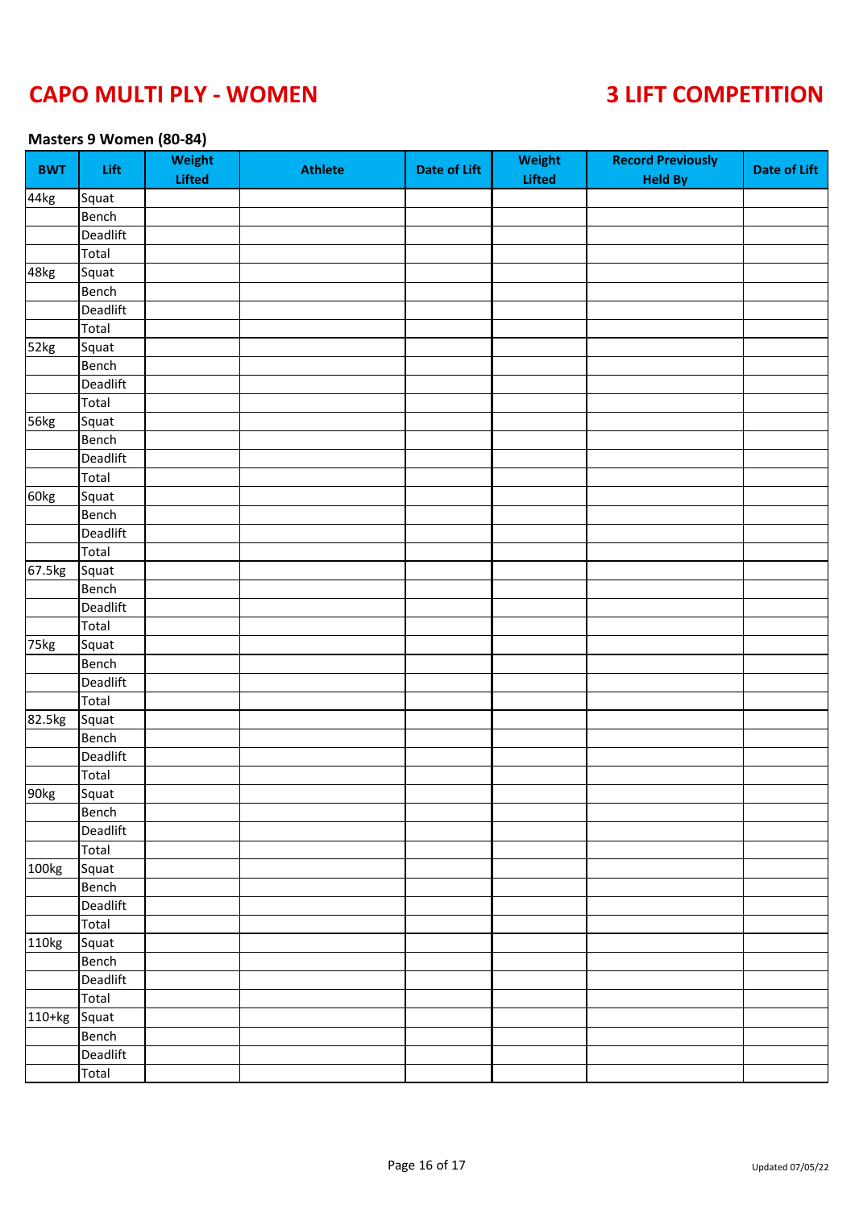# CAPO MULTI PLY - WOMEN

# 3 LIFT COMPETITION

### Masters 9 Women (80-84)

| BWT | Lift | Weight Lifted | Athlete | Date of Lift | Weight Lifted | Record Previously Held By | Date of Lift |
|---|---|---|---|---|---|---|---|
| 44kg | Squat | | | | | | |
| | Bench | | | | | | |
| | Deadlift | | | | | | |
| | Total | | | | | | |
| 48kg | Squat | | | | | | |
| | Bench | | | | | | |
| | Deadlift | | | | | | |
| | Total | | | | | | |
| 52kg | Squat | | | | | | |
| | Bench | | | | | | |
| | Deadlift | | | | | | |
| | Total | | | | | | |
| 56kg | Squat | | | | | | |
| | Bench | | | | | | |
| | Deadlift | | | | | | |
| | Total | | | | | | |
| 60kg | Squat | | | | | | |
| | Bench | | | | | | |
| | Deadlift | | | | | | |
| | Total | | | | | | |
| 67.5kg | Squat | | | | | | |
| | Bench | | | | | | |
| | Deadlift | | | | | | |
| | Total | | | | | | |
| 75kg | Squat | | | | | | |
| | Bench | | | | | | |
| | Deadlift | | | | | | |
| | Total | | | | | | |
| 82.5kg | Squat | | | | | | |
| | Bench | | | | | | |
| | Deadlift | | | | | | |
| | Total | | | | | | |
| 90kg | Squat | | | | | | |
| | Bench | | | | | | |
| | Deadlift | | | | | | |
| | Total | | | | | | |
| 100kg | Squat | | | | | | |
| | Bench | | | | | | |
| | Deadlift | | | | | | |
| | Total | | | | | | |
| 110kg | Squat | | | | | | |
| | Bench | | | | | | |
| | Deadlift | | | | | | |
| | Total | | | | | | |
| 110+kg | Squat | | | | | | |
| | Bench | | | | | | |
| | Deadlift | | | | | | |
| | Total | | | | | | |

Updated 07/05/22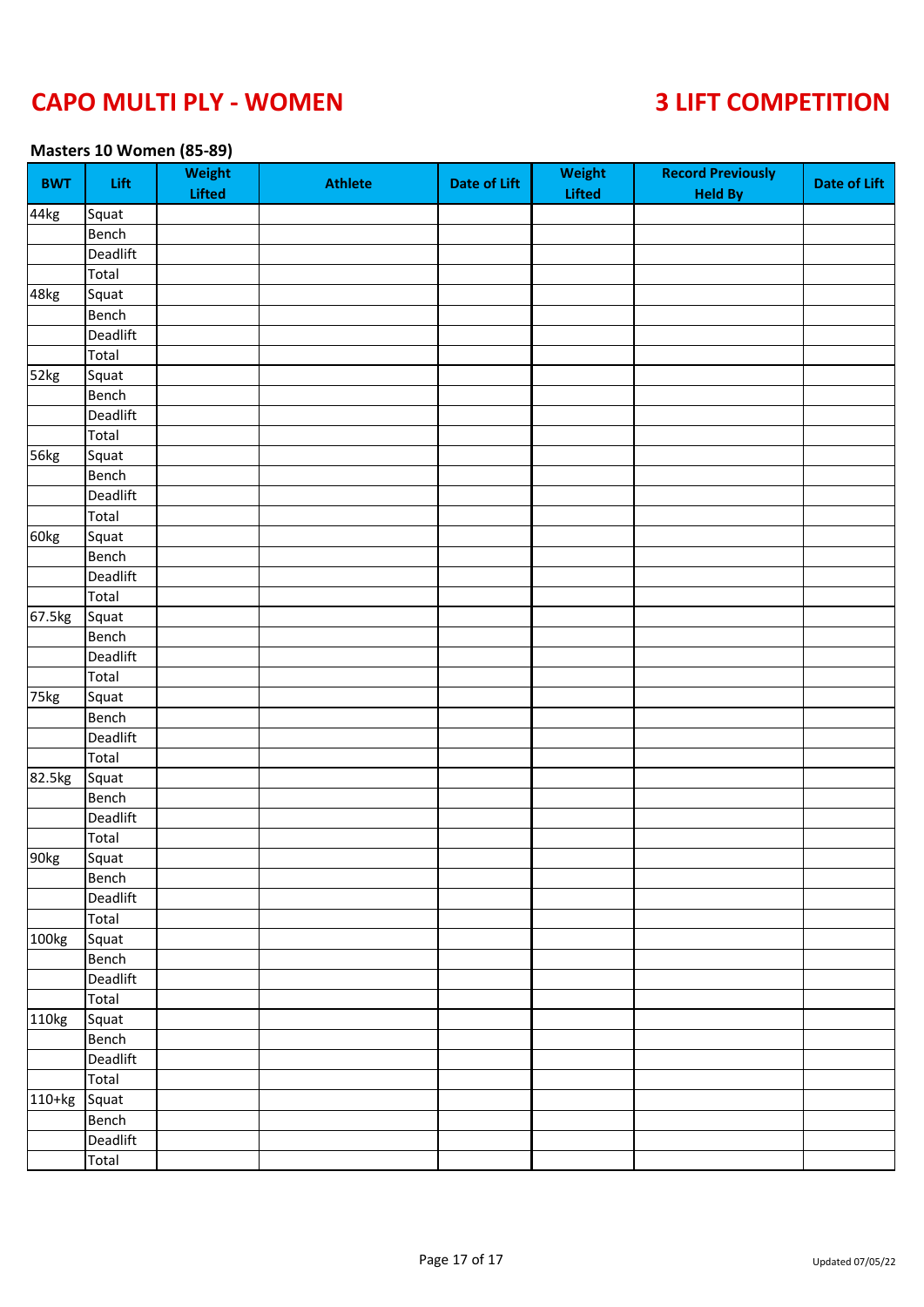# CAPO MULTI PLY - WOMEN

# 3 LIFT COMPETITION

### Masters 10 Women (85-89)

| BWT | Lift | Weight Lifted | Athlete | Date of Lift | Weight Lifted | Record Previously Held By | Date of Lift |
|---|---|---|---|---|---|---|---|
| 44kg | Squat | | | | | | |
| | Bench | | | | | | |
| | Deadlift | | | | | | |
| | Total | | | | | | |
| 48kg | Squat | | | | | | |
| | Bench | | | | | | |
| | Deadlift | | | | | | |
| | Total | | | | | | |
| 52kg | Squat | | | | | | |
| | Bench | | | | | | |
| | Deadlift | | | | | | |
| | Total | | | | | | |
| 56kg | Squat | | | | | | |
| | Bench | | | | | | |
| | Deadlift | | | | | | |
| | Total | | | | | | |
| 60kg | Squat | | | | | | |
| | Bench | | | | | | |
| | Deadlift | | | | | | |
| | Total | | | | | | |
| 67.5kg | Squat | | | | | | |
| | Bench | | | | | | |
| | Deadlift | | | | | | |
| | Total | | | | | | |
| 75kg | Squat | | | | | | |
| | Bench | | | | | | |
| | Deadlift | | | | | | |
| | Total | | | | | | |
| 82.5kg | Squat | | | | | | |
| | Bench | | | | | | |
| | Deadlift | | | | | | |
| | Total | | | | | | |
| 90kg | Squat | | | | | | |
| | Bench | | | | | | |
| | Deadlift | | | | | | |
| | Total | | | | | | |
| 100kg | Squat | | | | | | |
| | Bench | | | | | | |
| | Deadlift | | | | | | |
| | Total | | | | | | |
| 110kg | Squat | | | | | | |
| | Bench | | | | | | |
| | Deadlift | | | | | | |
| | Total | | | | | | |
| 110+kg | Squat | | | | | | |
| | Bench | | | | | | |
| | Deadlift | | | | | | |
| | Total | | | | | | |

Updated 07/05/22